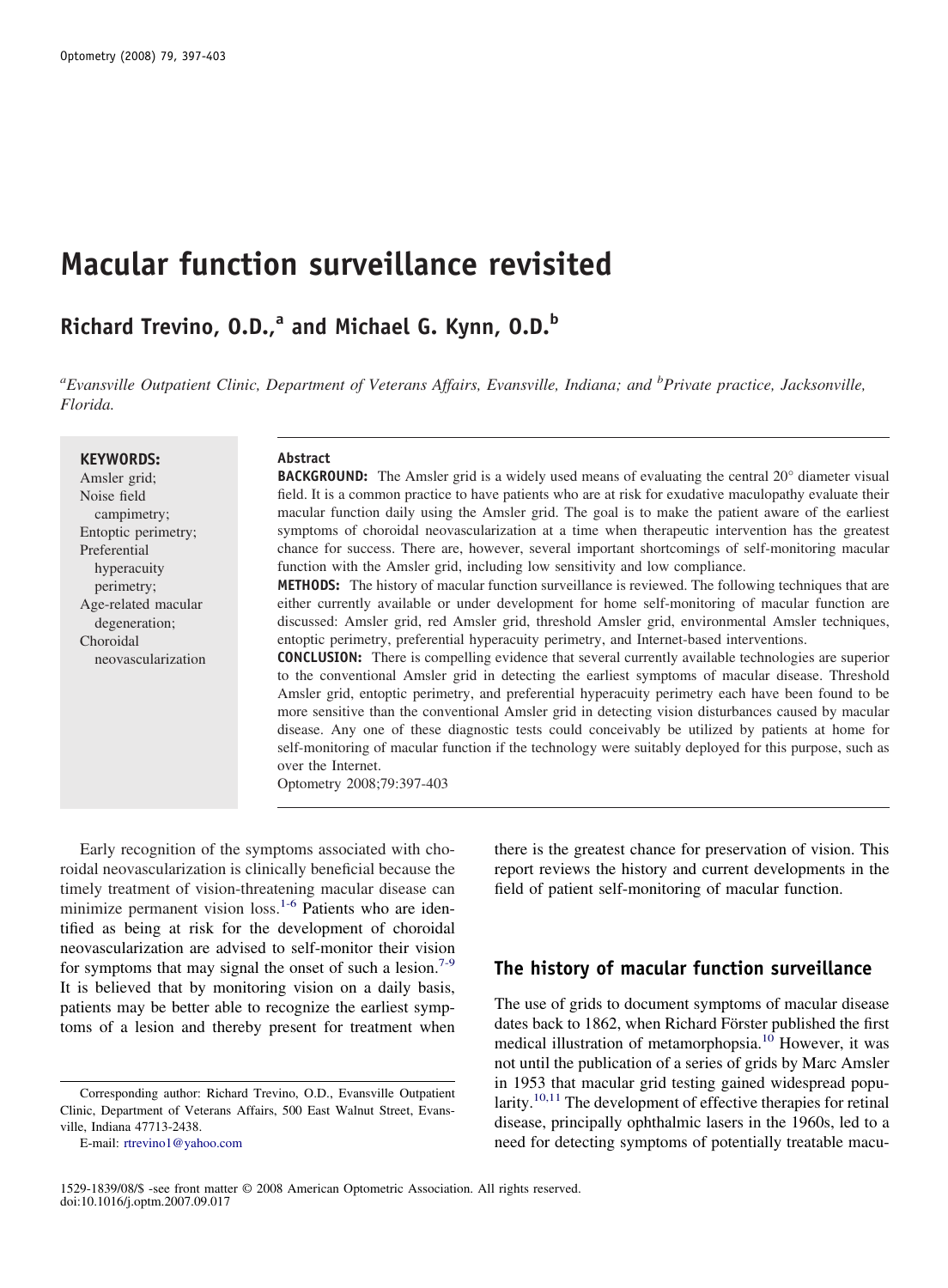# Macular function surveillance revisited

## Richard Trevino, O.D.,[a] and Michael G. Kynn, O.D.[b]

*[a]Evansville Outpatient Clinic, Department of Veterans Affairs, Evansville, Indiana; and [b]Private practice, Jacksonville, Florida.*

**KEYWORDS:**
Amsler grid;
Noise field campimetry;
Entoptic perimetry;
Preferential hyperacuity perimetry;
Age-related macular degeneration;
Choroidal neovascularization

**Abstract**

**BACKGROUND:** The Amsler grid is a widely used means of evaluating the central 20° diameter visual field. It is a common practice to have patients who are at risk for exudative maculopathy evaluate their macular function daily using the Amsler grid. The goal is to make the patient aware of the earliest symptoms of choroidal neovascularization at a time when therapeutic intervention has the greatest chance for success. There are, however, several important shortcomings of self-monitoring macular function with the Amsler grid, including low sensitivity and low compliance.

**METHODS:** The history of macular function surveillance is reviewed. The following techniques that are either currently available or under development for home self-monitoring of macular function are discussed: Amsler grid, red Amsler grid, threshold Amsler grid, environmental Amsler techniques, entoptic perimetry, preferential hyperacuity perimetry, and Internet-based interventions.

**CONCLUSION:** There is compelling evidence that several currently available technologies are superior to the conventional Amsler grid in detecting the earliest symptoms of macular disease. Threshold Amsler grid, entoptic perimetry, and preferential hyperacuity perimetry each have been found to be more sensitive than the conventional Amsler grid in detecting vision disturbances caused by macular disease. Any one of these diagnostic tests could conceivably be utilized by patients at home for self-monitoring of macular function if the technology were suitably deployed for this purpose, such as over the Internet.

Optometry 2008;79:397-403

Early recognition of the symptoms associated with choroidal neovascularization is clinically beneficial because the timely treatment of vision-threatening macular disease can minimize permanent vision loss.[1-6] Patients who are identified as being at risk for the development of choroidal neovascularization are advised to self-monitor their vision for symptoms that may signal the onset of such a lesion.[7-9] It is believed that by monitoring vision on a daily basis, patients may be better able to recognize the earliest symptoms of a lesion and thereby present for treatment when there is the greatest chance for preservation of vision. This report reviews the history and current developments in the field of patient self-monitoring of macular function.

## The history of macular function surveillance

The use of grids to document symptoms of macular disease dates back to 1862, when Richard Förster published the first medical illustration of metamorphopsia.[10] However, it was not until the publication of a series of grids by Marc Amsler in 1953 that macular grid testing gained widespread popularity.[10,11] The development of effective therapies for retinal disease, principally ophthalmic lasers in the 1960s, led to a need for detecting symptoms of potentially treatable macu-

Corresponding author: Richard Trevino, O.D., Evansville Outpatient Clinic, Department of Veterans Affairs, 500 East Walnut Street, Evansville, Indiana 47713-2438.

E-mail: rtrevino1@yahoo.com

1529-1839/08/$ -see front matter © 2008 American Optometric Association. All rights reserved.
doi:10.1016/j.optm.2007.09.017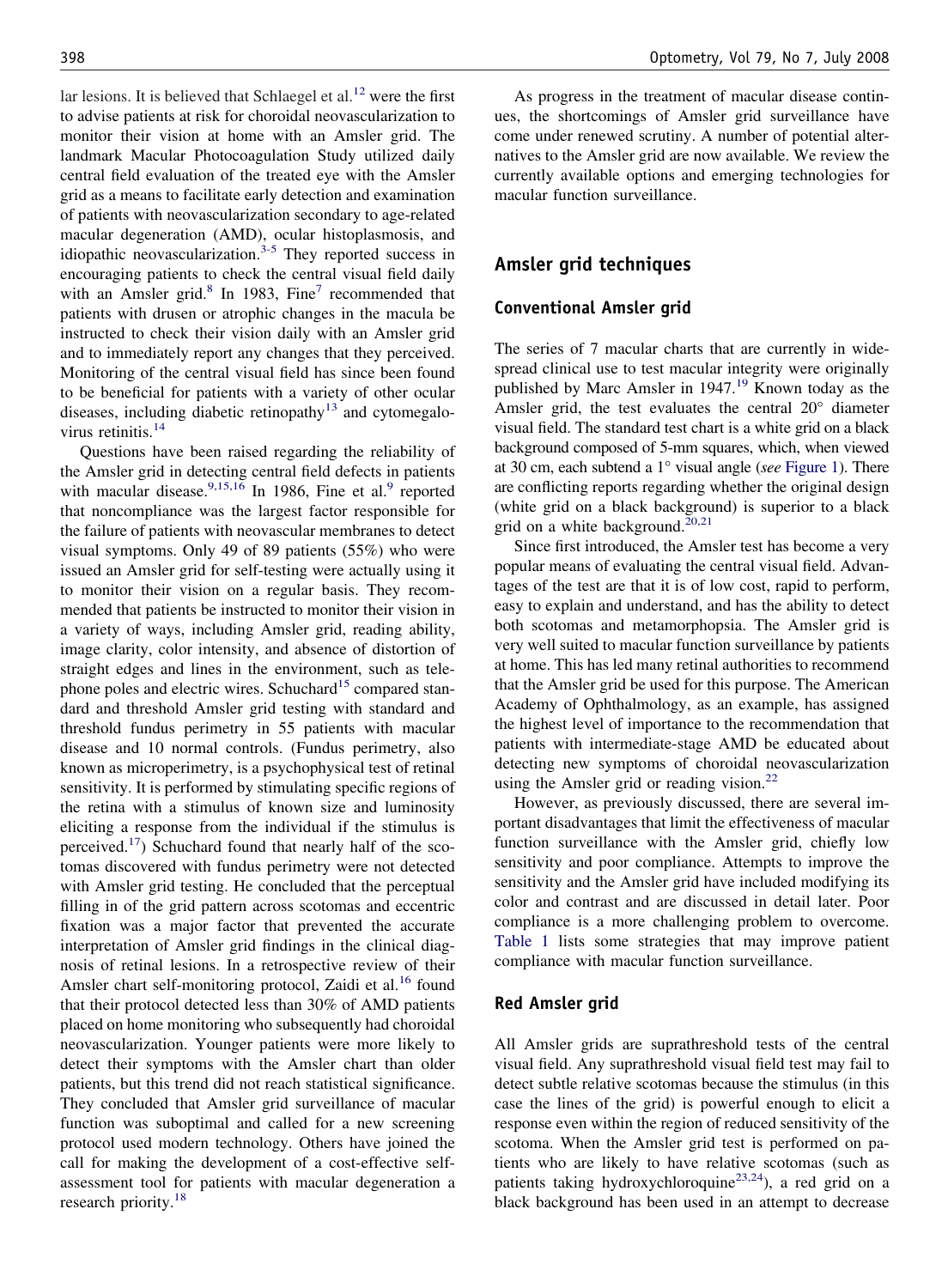lar lesions. It is believed that Schlaegel et al.[12] were the first to advise patients at risk for choroidal neovascularization to monitor their vision at home with an Amsler grid. The landmark Macular Photocoagulation Study utilized daily central field evaluation of the treated eye with the Amsler grid as a means to facilitate early detection and examination of patients with neovascularization secondary to age-related macular degeneration (AMD), ocular histoplasmosis, and idiopathic neovascularization.[3-5] They reported success in encouraging patients to check the central visual field daily with an Amsler grid.[8] In 1983, Fine[7] recommended that patients with drusen or atrophic changes in the macula be instructed to check their vision daily with an Amsler grid and to immediately report any changes that they perceived. Monitoring of the central visual field has since been found to be beneficial for patients with a variety of other ocular diseases, including diabetic retinopathy[13] and cytomegalovirus retinitis.[14]

Questions have been raised regarding the reliability of the Amsler grid in detecting central field defects in patients with macular disease.[9,15,16] In 1986, Fine et al.[9] reported that noncompliance was the largest factor responsible for the failure of patients with neovascular membranes to detect visual symptoms. Only 49 of 89 patients (55%) who were issued an Amsler grid for self-testing were actually using it to monitor their vision on a regular basis. They recommended that patients be instructed to monitor their vision in a variety of ways, including Amsler grid, reading ability, image clarity, color intensity, and absence of distortion of straight edges and lines in the environment, such as telephone poles and electric wires. Schuchard[15] compared standard and threshold Amsler grid testing with standard and threshold fundus perimetry in 55 patients with macular disease and 10 normal controls. (Fundus perimetry, also known as microperimetry, is a psychophysical test of retinal sensitivity. It is performed by stimulating specific regions of the retina with a stimulus of known size and luminosity eliciting a response from the individual if the stimulus is perceived.[17]) Schuchard found that nearly half of the scotomas discovered with fundus perimetry were not detected with Amsler grid testing. He concluded that the perceptual filling in of the grid pattern across scotomas and eccentric fixation was a major factor that prevented the accurate interpretation of Amsler grid findings in the clinical diagnosis of retinal lesions. In a retrospective review of their Amsler chart self-monitoring protocol, Zaidi et al.[16] found that their protocol detected less than 30% of AMD patients placed on home monitoring who subsequently had choroidal neovascularization. Younger patients were more likely to detect their symptoms with the Amsler chart than older patients, but this trend did not reach statistical significance. They concluded that Amsler grid surveillance of macular function was suboptimal and called for a new screening protocol used modern technology. Others have joined the call for making the development of a cost-effective self-assessment tool for patients with macular degeneration a research priority.[18]

As progress in the treatment of macular disease continues, the shortcomings of Amsler grid surveillance have come under renewed scrutiny. A number of potential alternatives to the Amsler grid are now available. We review the currently available options and emerging technologies for macular function surveillance.

## Amsler grid techniques

### Conventional Amsler grid

The series of 7 macular charts that are currently in widespread clinical use to test macular integrity were originally published by Marc Amsler in 1947.[19] Known today as the Amsler grid, the test evaluates the central 20° diameter visual field. The standard test chart is a white grid on a black background composed of 5-mm squares, which, when viewed at 30 cm, each subtend a 1° visual angle (*see* Figure 1). There are conflicting reports regarding whether the original design (white grid on a black background) is superior to a black grid on a white background.[20,21]

Since first introduced, the Amsler test has become a very popular means of evaluating the central visual field. Advantages of the test are that it is of low cost, rapid to perform, easy to explain and understand, and has the ability to detect both scotomas and metamorphopsia. The Amsler grid is very well suited to macular function surveillance by patients at home. This has led many retinal authorities to recommend that the Amsler grid be used for this purpose. The American Academy of Ophthalmology, as an example, has assigned the highest level of importance to the recommendation that patients with intermediate-stage AMD be educated about detecting new symptoms of choroidal neovascularization using the Amsler grid or reading vision.[22]

However, as previously discussed, there are several important disadvantages that limit the effectiveness of macular function surveillance with the Amsler grid, chiefly low sensitivity and poor compliance. Attempts to improve the sensitivity and the Amsler grid have included modifying its color and contrast and are discussed in detail later. Poor compliance is a more challenging problem to overcome. Table 1 lists some strategies that may improve patient compliance with macular function surveillance.

### Red Amsler grid

All Amsler grids are suprathreshold tests of the central visual field. Any suprathreshold visual field test may fail to detect subtle relative scotomas because the stimulus (in this case the lines of the grid) is powerful enough to elicit a response even within the region of reduced sensitivity of the scotoma. When the Amsler grid test is performed on patients who are likely to have relative scotomas (such as patients taking hydroxychloroquine[23,24]), a red grid on a black background has been used in an attempt to decrease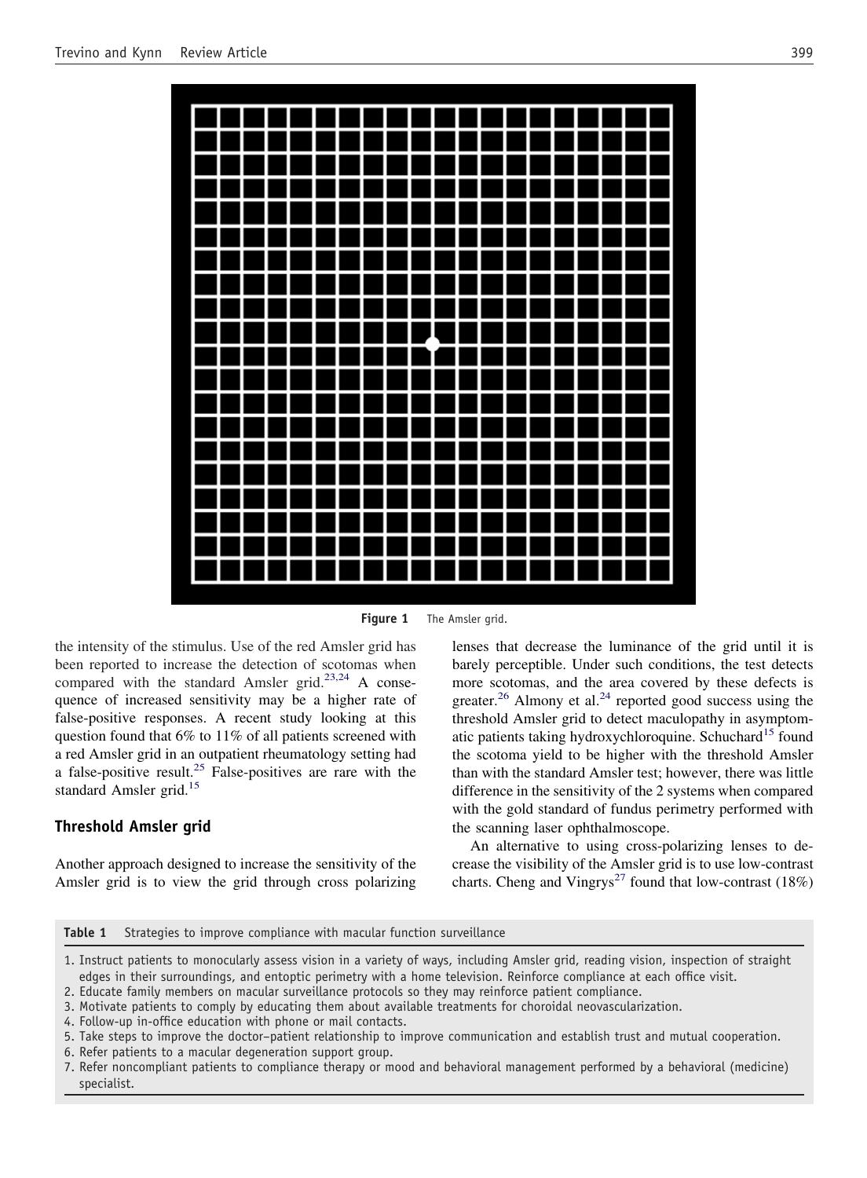Figure 1 The Amsler grid.

the intensity of the stimulus. Use of the red Amsler grid has been reported to increase the detection of scotomas when compared with the standard Amsler grid.[23,24] A consequence of increased sensitivity may be a higher rate of false-positive responses. A recent study looking at this question found that 6% to 11% of all patients screened with a red Amsler grid in an outpatient rheumatology setting had a false-positive result.[25] False-positives are rare with the standard Amsler grid.[15]

## Threshold Amsler grid

Another approach designed to increase the sensitivity of the Amsler grid is to view the grid through cross polarizing lenses that decrease the luminance of the grid until it is barely perceptible. Under such conditions, the test detects more scotomas, and the area covered by these defects is greater.[26] Almony et al.[24] reported good success using the threshold Amsler grid to detect maculopathy in asymptomatic patients taking hydroxychloroquine. Schuchard[15] found the scotoma yield to be higher with the threshold Amsler than with the standard Amsler test; however, there was little difference in the sensitivity of the 2 systems when compared with the gold standard of fundus perimetry performed with the scanning laser ophthalmoscope.

An alternative to using cross-polarizing lenses to decrease the visibility of the Amsler grid is to use low-contrast charts. Cheng and Vingrys[27] found that low-contrast (18%)

**Table 1** Strategies to improve compliance with macular function surveillance

1. Instruct patients to monocularly assess vision in a variety of ways, including Amsler grid, reading vision, inspection of straight edges in their surroundings, and entoptic perimetry with a home television. Reinforce compliance at each office visit.
2. Educate family members on macular surveillance protocols so they may reinforce patient compliance.
3. Motivate patients to comply by educating them about available treatments for choroidal neovascularization.
4. Follow-up in-office education with phone or mail contacts.
5. Take steps to improve the doctor–patient relationship to improve communication and establish trust and mutual cooperation.
6. Refer patients to a macular degeneration support group.
7. Refer noncompliant patients to compliance therapy or mood and behavioral management performed by a behavioral (medicine) specialist.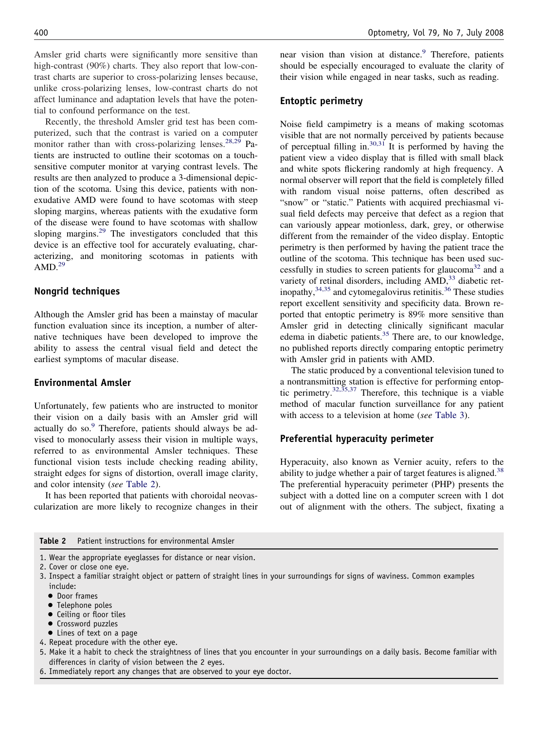Amsler grid charts were significantly more sensitive than high-contrast (90%) charts. They also report that low-contrast charts are superior to cross-polarizing lenses because, unlike cross-polarizing lenses, low-contrast charts do not affect luminance and adaptation levels that have the potential to confound performance on the test.

Recently, the threshold Amsler grid test has been computerized, such that the contrast is varied on a computer monitor rather than with cross-polarizing lenses.[28,29] Patients are instructed to outline their scotomas on a touch-sensitive computer monitor at varying contrast levels. The results are then analyzed to produce a 3-dimensional depiction of the scotoma. Using this device, patients with nonexudative AMD were found to have scotomas with steep sloping margins, whereas patients with the exudative form of the disease were found to have scotomas with shallow sloping margins.[29] The investigators concluded that this device is an effective tool for accurately evaluating, characterizing, and monitoring scotomas in patients with AMD.[29]

## Nongrid techniques

Although the Amsler grid has been a mainstay of macular function evaluation since its inception, a number of alternative techniques have been developed to improve the ability to assess the central visual field and detect the earliest symptoms of macular disease.

## Environmental Amsler

Unfortunately, few patients who are instructed to monitor their vision on a daily basis with an Amsler grid will actually do so.[9] Therefore, patients should always be advised to monocularly assess their vision in multiple ways, referred to as environmental Amsler techniques. These functional vision tests include checking reading ability, straight edges for signs of distortion, overall image clarity, and color intensity (*see* Table 2).

It has been reported that patients with choroidal neovascularization are more likely to recognize changes in their near vision than vision at distance.[9] Therefore, patients should be especially encouraged to evaluate the clarity of their vision while engaged in near tasks, such as reading.

## Entoptic perimetry

Noise field campimetry is a means of making scotomas visible that are not normally perceived by patients because of perceptual filling in.[30,31] It is performed by having the patient view a video display that is filled with small black and white spots flickering randomly at high frequency. A normal observer will report that the field is completely filled with random visual noise patterns, often described as "snow" or "static." Patients with acquired prechiasmal visual field defects may perceive that defect as a region that can variously appear motionless, dark, grey, or otherwise different from the remainder of the video display. Entoptic perimetry is then performed by having the patient trace the outline of the scotoma. This technique has been used successfully in studies to screen patients for glaucoma[32] and a variety of retinal disorders, including AMD,[33] diabetic retinopathy,[34,35] and cytomegalovirus retinitis.[36] These studies report excellent sensitivity and specificity data. Brown reported that entoptic perimetry is 89% more sensitive than Amsler grid in detecting clinically significant macular edema in diabetic patients.[35] There are, to our knowledge, no published reports directly comparing entoptic perimetry with Amsler grid in patients with AMD.

The static produced by a conventional television tuned to a nontransmitting station is effective for performing entoptic perimetry.[32,35,37] Therefore, this technique is a viable method of macular function surveillance for any patient with access to a television at home (*see* Table 3).

## Preferential hyperacuity perimeter

Hyperacuity, also known as Vernier acuity, refers to the ability to judge whether a pair of target features is aligned.[38] The preferential hyperacuity perimeter (PHP) presents the subject with a dotted line on a computer screen with 1 dot out of alignment with the others. The subject, fixating a

**Table 2** Patient instructions for environmental Amsler

1. Wear the appropriate eyeglasses for distance or near vision.
2. Cover or close one eye.
3. Inspect a familiar straight object or pattern of straight lines in your surroundings for signs of waviness. Common examples include:
   - Door frames
   - Telephone poles
   - Ceiling or floor tiles
   - Crossword puzzles
   - Lines of text on a page
4. Repeat procedure with the other eye.
5. Make it a habit to check the straightness of lines that you encounter in your surroundings on a daily basis. Become familiar with differences in clarity of vision between the 2 eyes.
6. Immediately report any changes that are observed to your eye doctor.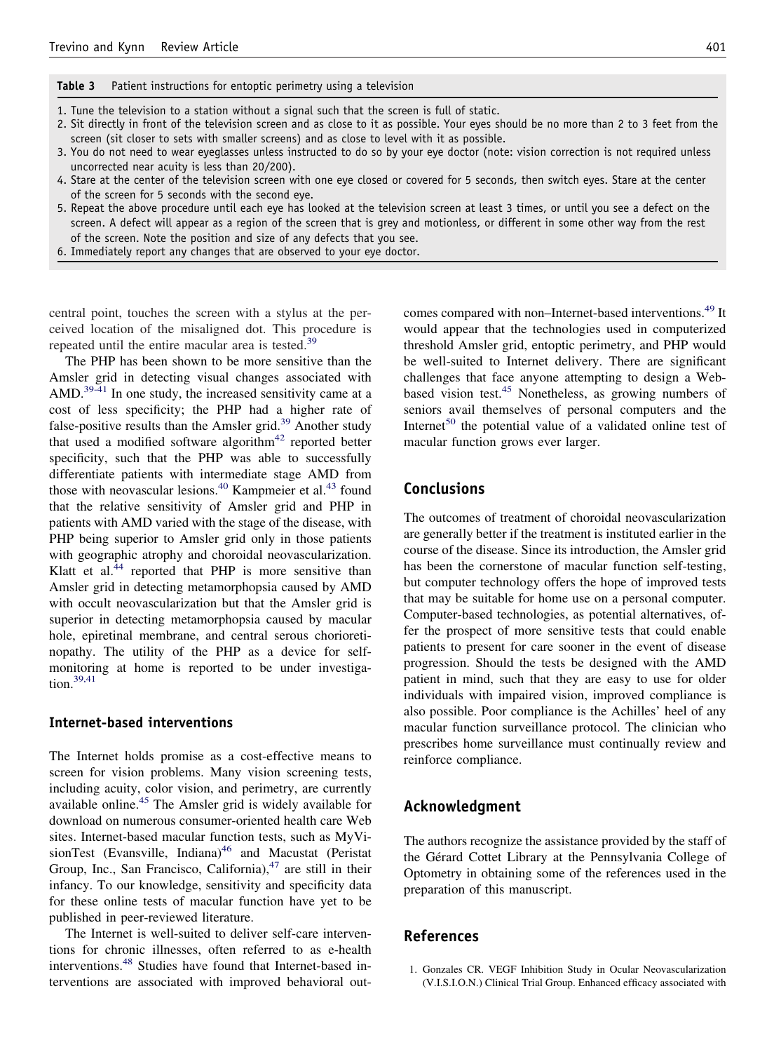**Table 3** Patient instructions for entoptic perimetry using a television

1. Tune the television to a station without a signal such that the screen is full of static.
2. Sit directly in front of the television screen and as close to it as possible. Your eyes should be no more than 2 to 3 feet from the screen (sit closer to sets with smaller screens) and as close to level with it as possible.
3. You do not need to wear eyeglasses unless instructed to do so by your eye doctor (note: vision correction is not required unless uncorrected near acuity is less than 20/200).
4. Stare at the center of the television screen with one eye closed or covered for 5 seconds, then switch eyes. Stare at the center of the screen for 5 seconds with the second eye.
5. Repeat the above procedure until each eye has looked at the television screen at least 3 times, or until you see a defect on the screen. A defect will appear as a region of the screen that is grey and motionless, or different in some other way from the rest of the screen. Note the position and size of any defects that you see.
6. Immediately report any changes that are observed to your eye doctor.

central point, touches the screen with a stylus at the perceived location of the misaligned dot. This procedure is repeated until the entire macular area is tested.[39]

The PHP has been shown to be more sensitive than the Amsler grid in detecting visual changes associated with AMD.[39-41] In one study, the increased sensitivity came at a cost of less specificity; the PHP had a higher rate of false-positive results than the Amsler grid.[39] Another study that used a modified software algorithm[42] reported better specificity, such that the PHP was able to successfully differentiate patients with intermediate stage AMD from those with neovascular lesions.[40] Kampmeier et al.[43] found that the relative sensitivity of Amsler grid and PHP in patients with AMD varied with the stage of the disease, with PHP being superior to Amsler grid only in those patients with geographic atrophy and choroidal neovascularization. Klatt et al.[44] reported that PHP is more sensitive than Amsler grid in detecting metamorphopsia caused by AMD with occult neovascularization but that the Amsler grid is superior in detecting metamorphopsia caused by macular hole, epiretinal membrane, and central serous chorioretinopathy. The utility of the PHP as a device for self-monitoring at home is reported to be under investigation.[39,41]

### Internet-based interventions

The Internet holds promise as a cost-effective means to screen for vision problems. Many vision screening tests, including acuity, color vision, and perimetry, are currently available online.[45] The Amsler grid is widely available for download on numerous consumer-oriented health care Web sites. Internet-based macular function tests, such as MyVisionTest (Evansville, Indiana)[46] and Macustat (Peristat Group, Inc., San Francisco, California),[47] are still in their infancy. To our knowledge, sensitivity and specificity data for these online tests of macular function have yet to be published in peer-reviewed literature.

The Internet is well-suited to deliver self-care interventions for chronic illnesses, often referred to as e-health interventions.[48] Studies have found that Internet-based interventions are associated with improved behavioral outcomes compared with non–Internet-based interventions.[49] It would appear that the technologies used in computerized threshold Amsler grid, entoptic perimetry, and PHP would be well-suited to Internet delivery. There are significant challenges that face anyone attempting to design a Web-based vision test.[45] Nonetheless, as growing numbers of seniors avail themselves of personal computers and the Internet[50] the potential value of a validated online test of macular function grows ever larger.

## Conclusions

The outcomes of treatment of choroidal neovascularization are generally better if the treatment is instituted earlier in the course of the disease. Since its introduction, the Amsler grid has been the cornerstone of macular function self-testing, but computer technology offers the hope of improved tests that may be suitable for home use on a personal computer. Computer-based technologies, as potential alternatives, offer the prospect of more sensitive tests that could enable patients to present for care sooner in the event of disease progression. Should the tests be designed with the AMD patient in mind, such that they are easy to use for older individuals with impaired vision, improved compliance is also possible. Poor compliance is the Achilles' heel of any macular function surveillance protocol. The clinician who prescribes home surveillance must continually review and reinforce compliance.

## Acknowledgment

The authors recognize the assistance provided by the staff of the Gérard Cottet Library at the Pennsylvania College of Optometry in obtaining some of the references used in the preparation of this manuscript.

## References

1. Gonzales CR. VEGF Inhibition Study in Ocular Neovascularization (V.I.S.I.O.N.) Clinical Trial Group. Enhanced efficacy associated with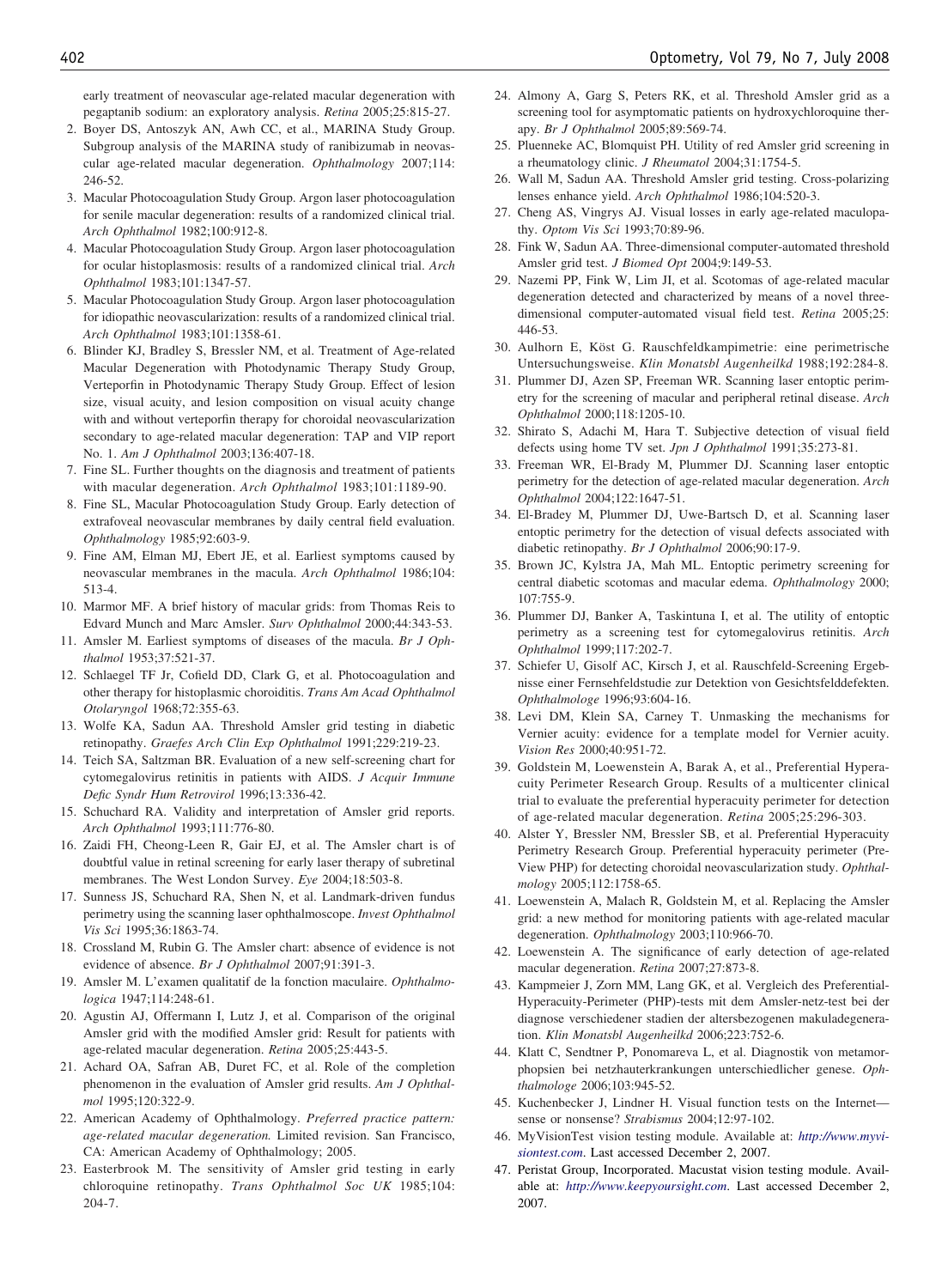early treatment of neovascular age-related macular degeneration with pegaptanib sodium: an exploratory analysis. *Retina* 2005;25:815-27.

2. Boyer DS, Antoszyk AN, Awh CC, et al., MARINA Study Group. Subgroup analysis of the MARINA study of ranibizumab in neovascular age-related macular degeneration. *Ophthalmology* 2007;114: 246-52.
3. Macular Photocoagulation Study Group. Argon laser photocoagulation for senile macular degeneration: results of a randomized clinical trial. *Arch Ophthalmol* 1982;100:912-8.
4. Macular Photocoagulation Study Group. Argon laser photocoagulation for ocular histoplasmosis: results of a randomized clinical trial. *Arch Ophthalmol* 1983;101:1347-57.
5. Macular Photocoagulation Study Group. Argon laser photocoagulation for idiopathic neovascularization: results of a randomized clinical trial. *Arch Ophthalmol* 1983;101:1358-61.
6. Blinder KJ, Bradley S, Bressler NM, et al. Treatment of Age-related Macular Degeneration with Photodynamic Therapy Study Group, Verteporfin in Photodynamic Therapy Study Group. Effect of lesion size, visual acuity, and lesion composition on visual acuity change with and without verteporfin therapy for choroidal neovascularization secondary to age-related macular degeneration: TAP and VIP report No. 1. *Am J Ophthalmol* 2003;136:407-18.
7. Fine SL. Further thoughts on the diagnosis and treatment of patients with macular degeneration. *Arch Ophthalmol* 1983;101:1189-90.
8. Fine SL, Macular Photocoagulation Study Group. Early detection of extrafoveal neovascular membranes by daily central field evaluation. *Ophthalmology* 1985;92:603-9.
9. Fine AM, Elman MJ, Ebert JE, et al. Earliest symptoms caused by neovascular membranes in the macula. *Arch Ophthalmol* 1986;104: 513-4.
10. Marmor MF. A brief history of macular grids: from Thomas Reis to Edvard Munch and Marc Amsler. *Surv Ophthalmol* 2000;44:343-53.
11. Amsler M. Earliest symptoms of diseases of the macula. *Br J Ophthalmol* 1953;37:521-37.
12. Schlaegel TF Jr, Cofield DD, Clark G, et al. Photocoagulation and other therapy for histoplasmic choroiditis. *Trans Am Acad Ophthalmol Otolaryngol* 1968;72:355-63.
13. Wolfe KA, Sadun AA. Threshold Amsler grid testing in diabetic retinopathy. *Graefes Arch Clin Exp Ophthalmol* 1991;229:219-23.
14. Teich SA, Saltzman BR. Evaluation of a new self-screening chart for cytomegalovirus retinitis in patients with AIDS. *J Acquir Immune Defic Syndr Hum Retrovirol* 1996;13:336-42.
15. Schuchard RA. Validity and interpretation of Amsler grid reports. *Arch Ophthalmol* 1993;111:776-80.
16. Zaidi FH, Cheong-Leen R, Gair EJ, et al. The Amsler chart is of doubtful value in retinal screening for early laser therapy of subretinal membranes. The West London Survey. *Eye* 2004;18:503-8.
17. Sunness JS, Schuchard RA, Shen N, et al. Landmark-driven fundus perimetry using the scanning laser ophthalmoscope. *Invest Ophthalmol Vis Sci* 1995;36:1863-74.
18. Crossland M, Rubin G. The Amsler chart: absence of evidence is not evidence of absence. *Br J Ophthalmol* 2007;91:391-3.
19. Amsler M. L'examen qualitatif de la fonction maculaire. *Ophthalmologica* 1947;114:248-61.
20. Agustin AJ, Offermann I, Lutz J, et al. Comparison of the original Amsler grid with the modified Amsler grid: Result for patients with age-related macular degeneration. *Retina* 2005;25:443-5.
21. Achard OA, Safran AB, Duret FC, et al. Role of the completion phenomenon in the evaluation of Amsler grid results. *Am J Ophthalmol* 1995;120:322-9.
22. American Academy of Ophthalmology. *Preferred practice pattern: age-related macular degeneration.* Limited revision. San Francisco, CA: American Academy of Ophthalmology; 2005.
23. Easterbrook M. The sensitivity of Amsler grid testing in early chloroquine retinopathy. *Trans Ophthalmol Soc UK* 1985;104: 204-7.
24. Almony A, Garg S, Peters RK, et al. Threshold Amsler grid as a screening tool for asymptomatic patients on hydroxychloroquine therapy. *Br J Ophthalmol* 2005;89:569-74.
25. Pluenneke AC, Blomquist PH. Utility of red Amsler grid screening in a rheumatology clinic. *J Rheumatol* 2004;31:1754-5.
26. Wall M, Sadun AA. Threshold Amsler grid testing. Cross-polarizing lenses enhance yield. *Arch Ophthalmol* 1986;104:520-3.
27. Cheng AS, Vingrys AJ. Visual losses in early age-related maculopathy. *Optom Vis Sci* 1993;70:89-96.
28. Fink W, Sadun AA. Three-dimensional computer-automated threshold Amsler grid test. *J Biomed Opt* 2004;9:149-53.
29. Nazemi PP, Fink W, Lim JI, et al. Scotomas of age-related macular degeneration detected and characterized by means of a novel three-dimensional computer-automated visual field test. *Retina* 2005;25: 446-53.
30. Aulhorn E, Köst G. Rauschfeldkampimetrie: eine perimetrische Untersuchungsweise. *Klin Monatsbl Augenheilkd* 1988;192:284-8.
31. Plummer DJ, Azen SP, Freeman WR. Scanning laser entoptic perimetry for the screening of macular and peripheral retinal disease. *Arch Ophthalmol* 2000;118:1205-10.
32. Shirato S, Adachi M, Hara T. Subjective detection of visual field defects using home TV set. *Jpn J Ophthalmol* 1991;35:273-81.
33. Freeman WR, El-Brady M, Plummer DJ. Scanning laser entoptic perimetry for the detection of age-related macular degeneration. *Arch Ophthalmol* 2004;122:1647-51.
34. El-Bradey M, Plummer DJ, Uwe-Bartsch D, et al. Scanning laser entoptic perimetry for the detection of visual defects associated with diabetic retinopathy. *Br J Ophthalmol* 2006;90:17-9.
35. Brown JC, Kylstra JA, Mah ML. Entoptic perimetry screening for central diabetic scotomas and macular edema. *Ophthalmology* 2000; 107:755-9.
36. Plummer DJ, Banker A, Taskintuna I, et al. The utility of entoptic perimetry as a screening test for cytomegalovirus retinitis. *Arch Ophthalmol* 1999;117:202-7.
37. Schiefer U, Gisolf AC, Kirsch J, et al. Rauschfeld-Screening Ergebnisse einer Fernsehfeldstudie zur Detektion von Gesichtsfelddefekten. *Ophthalmologe* 1996;93:604-16.
38. Levi DM, Klein SA, Carney T. Unmasking the mechanisms for Vernier acuity: evidence for a template model for Vernier acuity. *Vision Res* 2000;40:951-72.
39. Goldstein M, Loewenstein A, Barak A, et al., Preferential Hyperacuity Perimeter Research Group. Results of a multicenter clinical trial to evaluate the preferential hyperacuity perimeter for detection of age-related macular degeneration. *Retina* 2005;25:296-303.
40. Alster Y, Bressler NM, Bressler SB, et al. Preferential Hyperacuity Perimetry Research Group. Preferential hyperacuity perimeter (PreView PHP) for detecting choroidal neovascularization study. *Ophthalmology* 2005;112:1758-65.
41. Loewenstein A, Malach R, Goldstein M, et al. Replacing the Amsler grid: a new method for monitoring patients with age-related macular degeneration. *Ophthalmology* 2003;110:966-70.
42. Loewenstein A. The significance of early detection of age-related macular degeneration. *Retina* 2007;27:873-8.
43. Kampmeier J, Zorn MM, Lang GK, et al. Vergleich des Preferential-Hyperacuity-Perimeter (PHP)-tests mit dem Amsler-netz-test bei der diagnose verschiedener stadien der altersbezogenen makuladegeneration. *Klin Monatsbl Augenheilkd* 2006;223:752-6.
44. Klatt C, Sendtner P, Ponomareva L, et al. Diagnostik von metamorphopsien bei netzhauterkrankungen unterschiedlicher genese. *Ophthalmologe* 2006;103:945-52.
45. Kuchenbecker J, Lindner H. Visual function tests on the Internet—sense or nonsense? *Strabismus* 2004;12:97-102.
46. MyVisionTest vision testing module. Available at: *http://www.myvisiontest.com*. Last accessed December 2, 2007.
47. Peristat Group, Incorporated. Macustat vision testing module. Available at: *http://www.keepyoursight.com*. Last accessed December 2, 2007.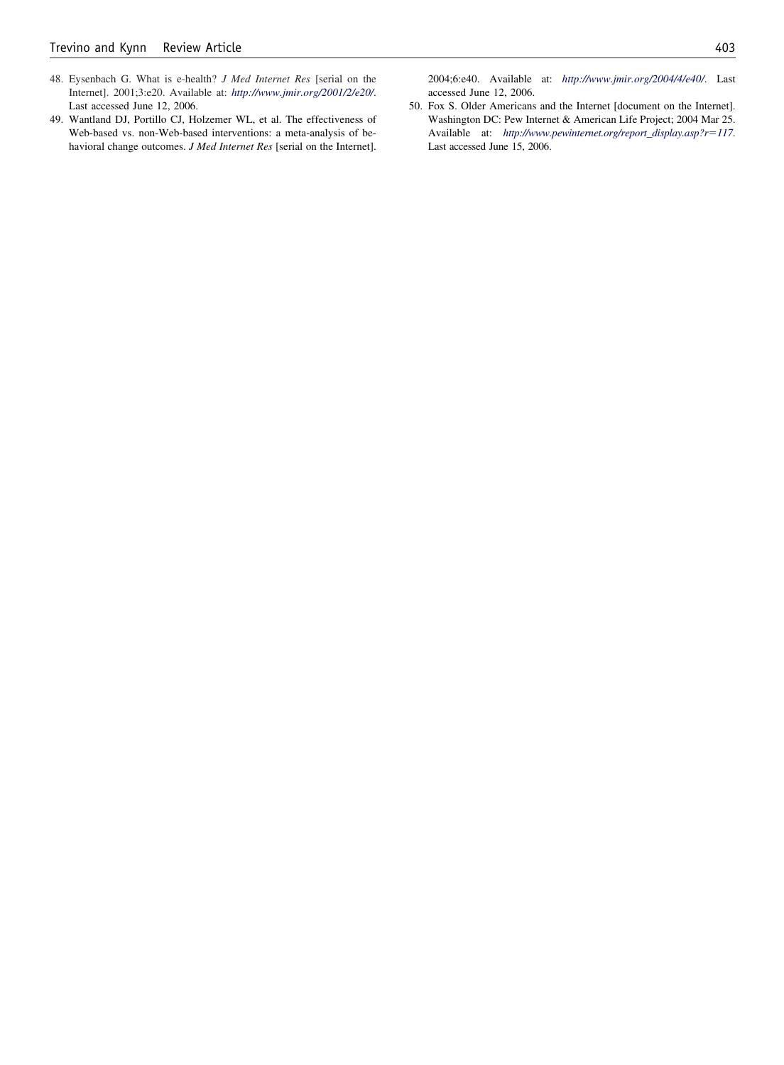48. Eysenbach G. What is e-health? *J Med Internet Res* [serial on the Internet]. 2001;3:e20. Available at: *http://www.jmir.org/2001/2/e20/*. Last accessed June 12, 2006.
49. Wantland DJ, Portillo CJ, Holzemer WL, et al. The effectiveness of Web-based vs. non-Web-based interventions: a meta-analysis of behavioral change outcomes. *J Med Internet Res* [serial on the Internet]. 2004;6:e40. Available at: *http://www.jmir.org/2004/4/e40/*. Last accessed June 12, 2006.
50. Fox S. Older Americans and the Internet [document on the Internet]. Washington DC: Pew Internet & American Life Project; 2004 Mar 25. Available at: *http://www.pewinternet.org/report_display.asp?r=117*. Last accessed June 15, 2006.